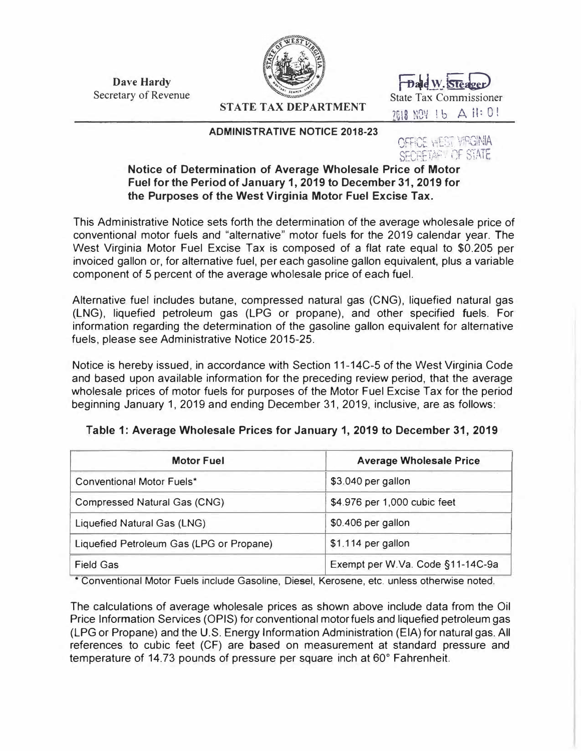**Dave Hardy**
Secretary of Revenue

**STATE TAX DEPARTMENT**

Dale W. Steager
State Tax Commissioner

2018 NOV 16 A 11:01

OFFICE WEST VIRGINIA SECRETARY OF STATE

**ADMINISTRATIVE NOTICE 2018-23**

## Notice of Determination of Average Wholesale Price of Motor Fuel for the Period of January 1, 2019 to December 31, 2019 for the Purposes of the West Virginia Motor Fuel Excise Tax.

This Administrative Notice sets forth the determination of the average wholesale price of conventional motor fuels and "alternative" motor fuels for the 2019 calendar year. The West Virginia Motor Fuel Excise Tax is composed of a flat rate equal to $0.205 per invoiced gallon or, for alternative fuel, per each gasoline gallon equivalent, plus a variable component of 5 percent of the average wholesale price of each fuel.

Alternative fuel includes butane, compressed natural gas (CNG), liquefied natural gas (LNG), liquefied petroleum gas (LPG or propane), and other specified fuels. For information regarding the determination of the gasoline gallon equivalent for alternative fuels, please see Administrative Notice 2015-25.

Notice is hereby issued, in accordance with Section 11-14C-5 of the West Virginia Code and based upon available information for the preceding review period, that the average wholesale prices of motor fuels for purposes of the Motor Fuel Excise Tax for the period beginning January 1, 2019 and ending December 31, 2019, inclusive, are as follows:

**Table 1: Average Wholesale Prices for January 1, 2019 to December 31, 2019**

| Motor Fuel | Average Wholesale Price |
| --- | --- |
| Conventional Motor Fuels* | $3.040 per gallon |
| Compressed Natural Gas (CNG) | $4.976 per 1,000 cubic feet |
| Liquefied Natural Gas (LNG) | $0.406 per gallon |
| Liquefied Petroleum Gas (LPG or Propane) | $1.114 per gallon |
| Field Gas | Exempt per W.Va. Code §11-14C-9a |

* Conventional Motor Fuels include Gasoline, Diesel, Kerosene, etc. unless otherwise noted.

The calculations of average wholesale prices as shown above include data from the Oil Price Information Services (OPIS) for conventional motor fuels and liquefied petroleum gas (LPG or Propane) and the U.S. Energy Information Administration (EIA) for natural gas. All references to cubic feet (CF) are based on measurement at standard pressure and temperature of 14.73 pounds of pressure per square inch at 60° Fahrenheit.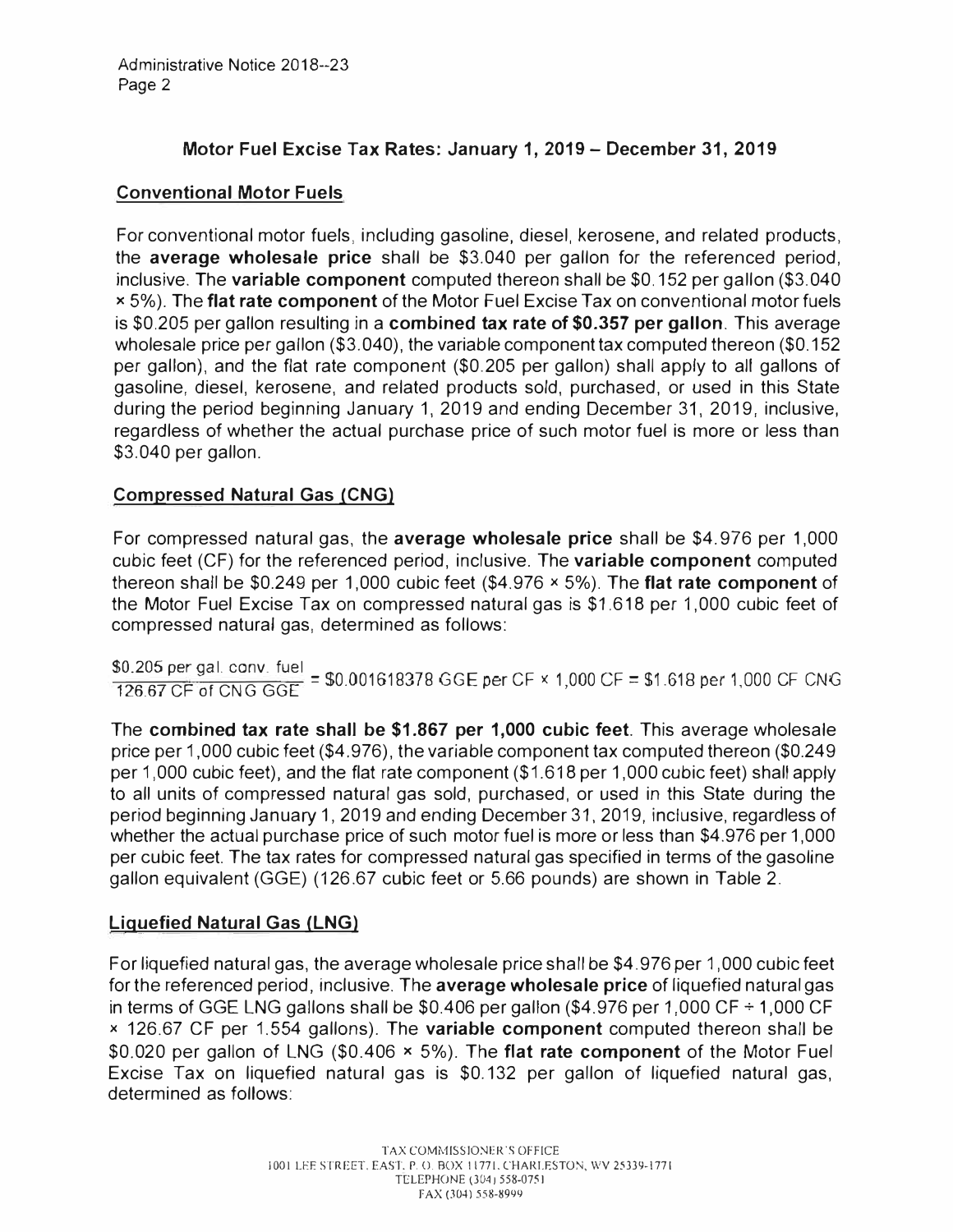## Motor Fuel Excise Tax Rates: January 1, 2019 – December 31, 2019

### Conventional Motor Fuels

For conventional motor fuels, including gasoline, diesel, kerosene, and related products, the **average wholesale price** shall be \$3.040 per gallon for the referenced period, inclusive. The **variable component** computed thereon shall be \$0.152 per gallon (\$3.040 × 5%). The **flat rate component** of the Motor Fuel Excise Tax on conventional motor fuels is \$0.205 per gallon resulting in a **combined tax rate of \$0.357 per gallon**. This average wholesale price per gallon (\$3.040), the variable component tax computed thereon (\$0.152 per gallon), and the flat rate component (\$0.205 per gallon) shall apply to all gallons of gasoline, diesel, kerosene, and related products sold, purchased, or used in this State during the period beginning January 1, 2019 and ending December 31, 2019, inclusive, regardless of whether the actual purchase price of such motor fuel is more or less than \$3.040 per gallon.

### Compressed Natural Gas (CNG)

For compressed natural gas, the **average wholesale price** shall be \$4.976 per 1,000 cubic feet (CF) for the referenced period, inclusive. The **variable component** computed thereon shall be \$0.249 per 1,000 cubic feet (\$4.976 × 5%). The **flat rate component** of the Motor Fuel Excise Tax on compressed natural gas is \$1.618 per 1,000 cubic feet of compressed natural gas, determined as follows:

$$\frac{\$0.205 \text{ per gal. conv. fuel}}{126.67 \text{ CF of CNG GGE}} = \$0.001618378 \text{ GGE per CF} \times 1{,}000 \text{ CF} = \$1.618 \text{ per } 1{,}000 \text{ CF CNG}$$

The **combined tax rate shall be \$1.867 per 1,000 cubic feet**. This average wholesale price per 1,000 cubic feet (\$4.976), the variable component tax computed thereon (\$0.249 per 1,000 cubic feet), and the flat rate component (\$1.618 per 1,000 cubic feet) shall apply to all units of compressed natural gas sold, purchased, or used in this State during the period beginning January 1, 2019 and ending December 31, 2019, inclusive, regardless of whether the actual purchase price of such motor fuel is more or less than \$4.976 per 1,000 per cubic feet. The tax rates for compressed natural gas specified in terms of the gasoline gallon equivalent (GGE) (126.67 cubic feet or 5.66 pounds) are shown in Table 2.

### Liquefied Natural Gas (LNG)

For liquefied natural gas, the average wholesale price shall be \$4.976 per 1,000 cubic feet for the referenced period, inclusive. The **average wholesale price** of liquefied natural gas in terms of GGE LNG gallons shall be \$0.406 per gallon (\$4.976 per 1,000 CF ÷ 1,000 CF × 126.67 CF per 1.554 gallons). The **variable component** computed thereon shall be \$0.020 per gallon of LNG (\$0.406 × 5%). The **flat rate component** of the Motor Fuel Excise Tax on liquefied natural gas is \$0.132 per gallon of liquefied natural gas, determined as follows: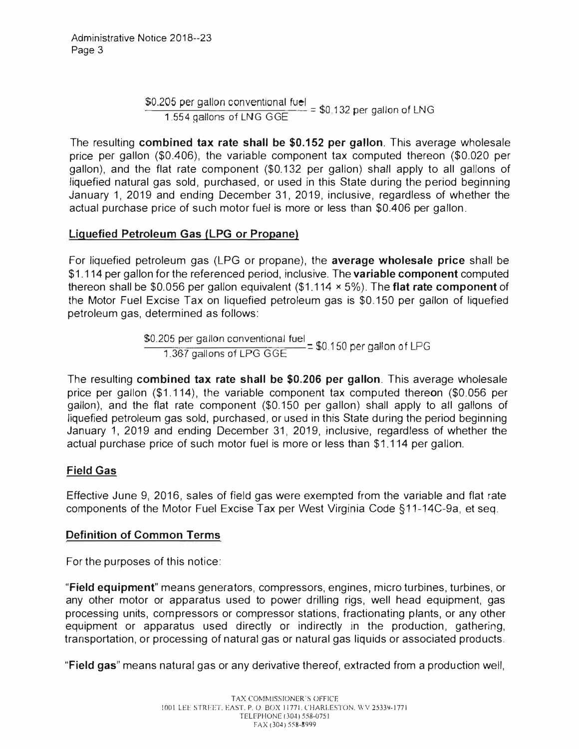$$\frac{\$0.205 \text{ per gallon conventional fuel}}{1.554 \text{ gallons of LNG GGE}} = \$0.132 \text{ per gallon of LNG}$$

The resulting **combined tax rate shall be $0.152 per gallon**. This average wholesale price per gallon ($0.406), the variable component tax computed thereon ($0.020 per gallon), and the flat rate component ($0.132 per gallon) shall apply to all gallons of liquefied natural gas sold, purchased, or used in this State during the period beginning January 1, 2019 and ending December 31, 2019, inclusive, regardless of whether the actual purchase price of such motor fuel is more or less than $0.406 per gallon.

## Liquefied Petroleum Gas (LPG or Propane)

For liquefied petroleum gas (LPG or propane), the **average wholesale price** shall be $1.114 per gallon for the referenced period, inclusive. The **variable component** computed thereon shall be $0.056 per gallon equivalent ($1.114 × 5%). The **flat rate component** of the Motor Fuel Excise Tax on liquefied petroleum gas is $0.150 per gallon of liquefied petroleum gas, determined as follows:

$$\frac{\$0.205 \text{ per gallon conventional fuel}}{1.367 \text{ gallons of LPG GGE}} = \$0.150 \text{ per gallon of LPG}$$

The resulting **combined tax rate shall be $0.206 per gallon**. This average wholesale price per gallon ($1.114), the variable component tax computed thereon ($0.056 per gallon), and the flat rate component ($0.150 per gallon) shall apply to all gallons of liquefied petroleum gas sold, purchased, or used in this State during the period beginning January 1, 2019 and ending December 31, 2019, inclusive, regardless of whether the actual purchase price of such motor fuel is more or less than $1.114 per gallon.

## Field Gas

Effective June 9, 2016, sales of field gas were exempted from the variable and flat rate components of the Motor Fuel Excise Tax per West Virginia Code §11-14C-9a, et seq.

## Definition of Common Terms

For the purposes of this notice:

"**Field equipment**" means generators, compressors, engines, micro turbines, turbines, or any other motor or apparatus used to power drilling rigs, well head equipment, gas processing units, compressors or compressor stations, fractionating plants, or any other equipment or apparatus used directly or indirectly in the production, gathering, transportation, or processing of natural gas or natural gas liquids or associated products.

"**Field gas**" means natural gas or any derivative thereof, extracted from a production well,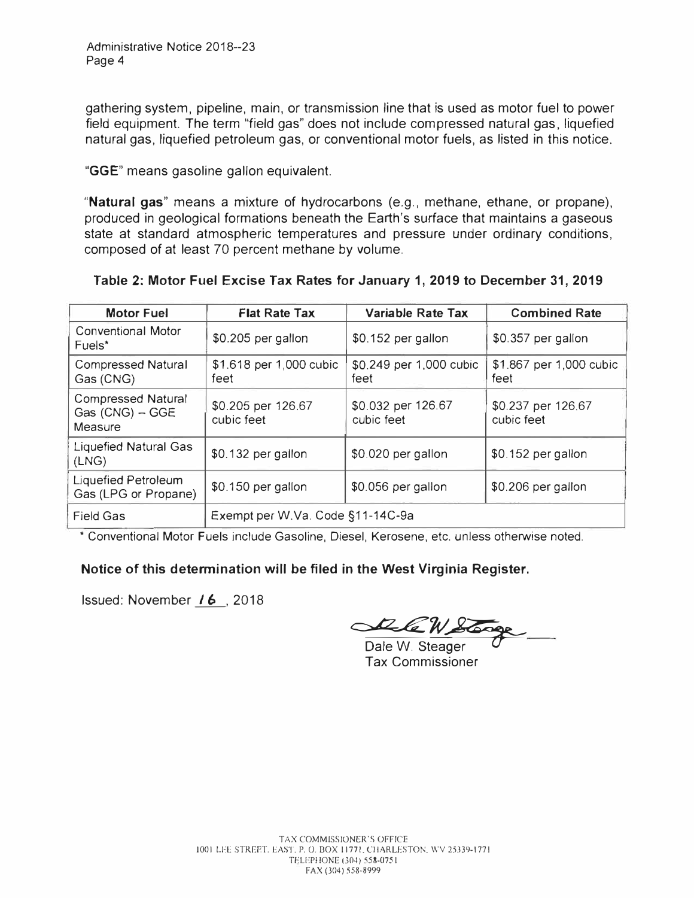gathering system, pipeline, main, or transmission line that is used as motor fuel to power field equipment. The term "field gas" does not include compressed natural gas, liquefied natural gas, liquefied petroleum gas, or conventional motor fuels, as listed in this notice.

"**GGE**" means gasoline gallon equivalent.

"**Natural gas**" means a mixture of hydrocarbons (e.g., methane, ethane, or propane), produced in geological formations beneath the Earth's surface that maintains a gaseous state at standard atmospheric temperatures and pressure under ordinary conditions, composed of at least 70 percent methane by volume.

**Table 2: Motor Fuel Excise Tax Rates for January 1, 2019 to December 31, 2019**

| Motor Fuel | Flat Rate Tax | Variable Rate Tax | Combined Rate |
|---|---|---|---|
| Conventional Motor Fuels* | $0.205 per gallon | $0.152 per gallon | $0.357 per gallon |
| Compressed Natural Gas (CNG) | $1.618 per 1,000 cubic feet | $0.249 per 1,000 cubic feet | $1.867 per 1,000 cubic feet |
| Compressed Natural Gas (CNG) – GGE Measure | $0.205 per 126.67 cubic feet | $0.032 per 126.67 cubic feet | $0.237 per 126.67 cubic feet |
| Liquefied Natural Gas (LNG) | $0.132 per gallon | $0.020 per gallon | $0.152 per gallon |
| Liquefied Petroleum Gas (LPG or Propane) | $0.150 per gallon | $0.056 per gallon | $0.206 per gallon |
| Field Gas | Exempt per W.Va. Code §11-14C-9a | | |

\* Conventional Motor Fuels include Gasoline, Diesel, Kerosene, etc. unless otherwise noted.

**Notice of this determination will be filed in the West Virginia Register.**

Issued: November 16, 2018

Dale W. Steager
Tax Commissioner

TAX COMMISSIONER'S OFFICE
1001 LEE STREET, EAST, P. O. BOX 11771, CHARLESTON, WV 25339-1771
TELEPHONE (304) 558-0751
FAX (304) 558-8999